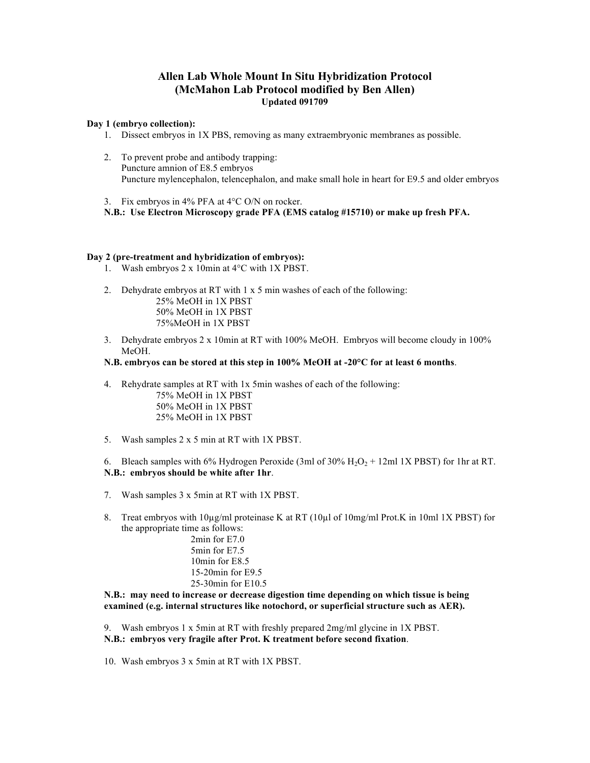# Allen Lab Whole Mount In Situ Hybridization Protocol
## (McMahon Lab Protocol modified by Ben Allen)
**Updated 091709**

**Day 1 (embryo collection):**

1. Dissect embryos in 1X PBS, removing as many extraembryonic membranes as possible.

2. To prevent probe and antibody trapping:
   Puncture amnion of E8.5 embryos
   Puncture mylencephalon, telencephalon, and make small hole in heart for E9.5 and older embryos

3. Fix embryos in 4% PFA at 4°C O/N on rocker.

**N.B.: Use Electron Microscopy grade PFA (EMS catalog #15710) or make up fresh PFA.**

**Day 2 (pre-treatment and hybridization of embryos):**

1. Wash embryos 2 x 10min at 4°C with 1X PBST.

2. Dehydrate embryos at RT with 1 x 5 min washes of each of the following:
   25% MeOH in 1X PBST
   50% MeOH in 1X PBST
   75%MeOH in 1X PBST

3. Dehydrate embryos 2 x 10min at RT with 100% MeOH. Embryos will become cloudy in 100% MeOH.

**N.B. embryos can be stored at this step in 100% MeOH at -20°C for at least 6 months**.

4. Rehydrate samples at RT with 1x 5min washes of each of the following:
   75% MeOH in 1X PBST
   50% MeOH in 1X PBST
   25% MeOH in 1X PBST

5. Wash samples 2 x 5 min at RT with 1X PBST.

6. Bleach samples with 6% Hydrogen Peroxide (3ml of 30% $H_2O_2$ + 12ml 1X PBST) for 1hr at RT.

**N.B.: embryos should be white after 1hr**.

7. Wash samples 3 x 5min at RT with 1X PBST.

8. Treat embryos with 10μg/ml proteinase K at RT (10μl of 10mg/ml Prot.K in 10ml 1X PBST) for the appropriate time as follows:
   2min for E7.0
   5min for E7.5
   10min for E8.5
   15-20min for E9.5
   25-30min for E10.5

**N.B.: may need to increase or decrease digestion time depending on which tissue is being examined (e.g. internal structures like notochord, or superficial structure such as AER).**

9. Wash embryos 1 x 5min at RT with freshly prepared 2mg/ml glycine in 1X PBST.

**N.B.: embryos very fragile after Prot. K treatment before second fixation**.

10. Wash embryos 3 x 5min at RT with 1X PBST.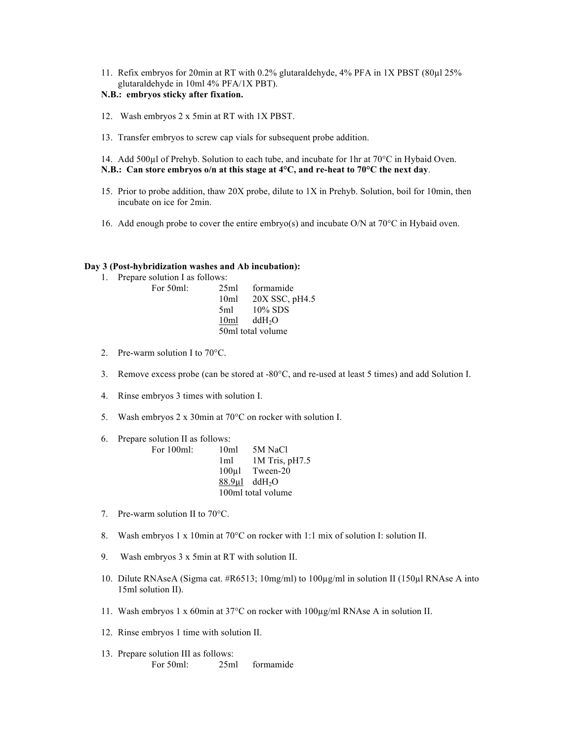11. Refix embryos for 20min at RT with 0.2% glutaraldehyde, 4% PFA in 1X PBST (80µl 25% glutaraldehyde in 10ml 4% PFA/1X PBT).

**N.B.: embryos sticky after fixation.**

12. Wash embryos 2 x 5min at RT with 1X PBST.

13. Transfer embryos to screw cap vials for subsequent probe addition.

14. Add 500µl of Prehyb. Solution to each tube, and incubate for 1hr at 70°C in Hybaid Oven.

**N.B.: Can store embryos o/n at this stage at 4°C, and re-heat to 70°C the next day**.

15. Prior to probe addition, thaw 20X probe, dilute to 1X in Prehyb. Solution, boil for 10min, then incubate on ice for 2min.

16. Add enough probe to cover the entire embryo(s) and incubate O/N at 70°C in Hybaid oven.

**Day 3 (Post-hybridization washes and Ab incubation):**

1. Prepare solution I as follows:

   For 50ml:
   - 25ml formamide
   - 10ml 20X SSC, pH4.5
   - 5ml 10% SDS
   - 10ml $ddH_2O$
   - 50ml total volume

2. Pre-warm solution I to 70°C.

3. Remove excess probe (can be stored at -80°C, and re-used at least 5 times) and add Solution I.

4. Rinse embryos 3 times with solution I.

5. Wash embryos 2 x 30min at 70°C on rocker with solution I.

6. Prepare solution II as follows:

   For 100ml:
   - 10ml 5M NaCl
   - 1ml 1M Tris, pH7.5
   - 100µl Tween-20
   - 88.9µl $ddH_2O$
   - 100ml total volume

7. Pre-warm solution II to 70°C.

8. Wash embryos 1 x 10min at 70°C on rocker with 1:1 mix of solution I: solution II.

9. Wash embryos 3 x 5min at RT with solution II.

10. Dilute RNAseA (Sigma cat. #R6513; 10mg/ml) to 100µg/ml in solution II (150µl RNAse A into 15ml solution II).

11. Wash embryos 1 x 60min at 37°C on rocker with 100µg/ml RNAse A in solution II.

12. Rinse embryos 1 time with solution II.

13. Prepare solution III as follows:

    For 50ml:
    - 25ml formamide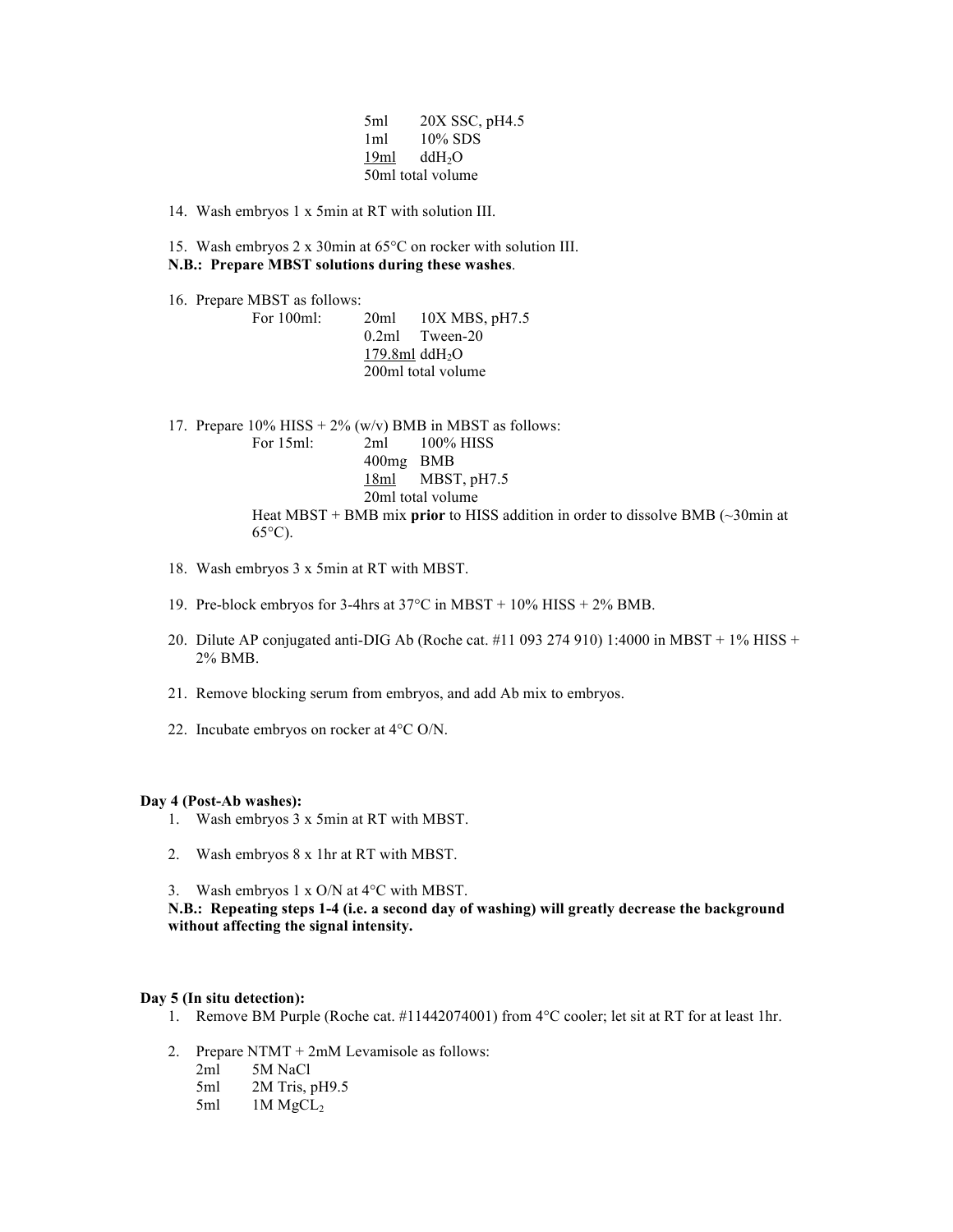| | |
|---|---|
| 5ml | 20X SSC, pH4.5 |
| 1ml | 10% SDS |
| 19ml | $ddH_2O$ |
| 50ml total volume | |

14. Wash embryos 1 x 5min at RT with solution III.

15. Wash embryos 2 x 30min at 65°C on rocker with solution III.
**N.B.: Prepare MBST solutions during these washes**.

16. Prepare MBST as follows:

    For 100ml:

    | | |
    |---|---|
    | 20ml | 10X MBS, pH7.5 |
    | 0.2ml | Tween-20 |
    | 179.8ml | $ddH_2O$ |
    | 200ml total volume | |

17. Prepare 10% HISS + 2% (w/v) BMB in MBST as follows:

    For 15ml:

    | | |
    |---|---|
    | 2ml | 100% HISS |
    | 400mg | BMB |
    | 18ml | MBST, pH7.5 |
    | 20ml total volume | |

    Heat MBST + BMB mix **prior** to HISS addition in order to dissolve BMB (~30min at 65°C).

18. Wash embryos 3 x 5min at RT with MBST.

19. Pre-block embryos for 3-4hrs at 37°C in MBST + 10% HISS + 2% BMB.

20. Dilute AP conjugated anti-DIG Ab (Roche cat. #11 093 274 910) 1:4000 in MBST + 1% HISS + 2% BMB.

21. Remove blocking serum from embryos, and add Ab mix to embryos.

22. Incubate embryos on rocker at 4°C O/N.

### Day 4 (Post-Ab washes):

1. Wash embryos 3 x 5min at RT with MBST.

2. Wash embryos 8 x 1hr at RT with MBST.

3. Wash embryos 1 x O/N at 4°C with MBST.

**N.B.: Repeating steps 1-4 (i.e. a second day of washing) will greatly decrease the background without affecting the signal intensity.**

### Day 5 (In situ detection):

1. Remove BM Purple (Roche cat. #11442074001) from 4°C cooler; let sit at RT for at least 1hr.

2. Prepare NTMT + 2mM Levamisole as follows:

    | | |
    |---|---|
    | 2ml | 5M NaCl |
    | 5ml | 2M Tris, pH9.5 |
    | 5ml | 1M $MgCL_2$ |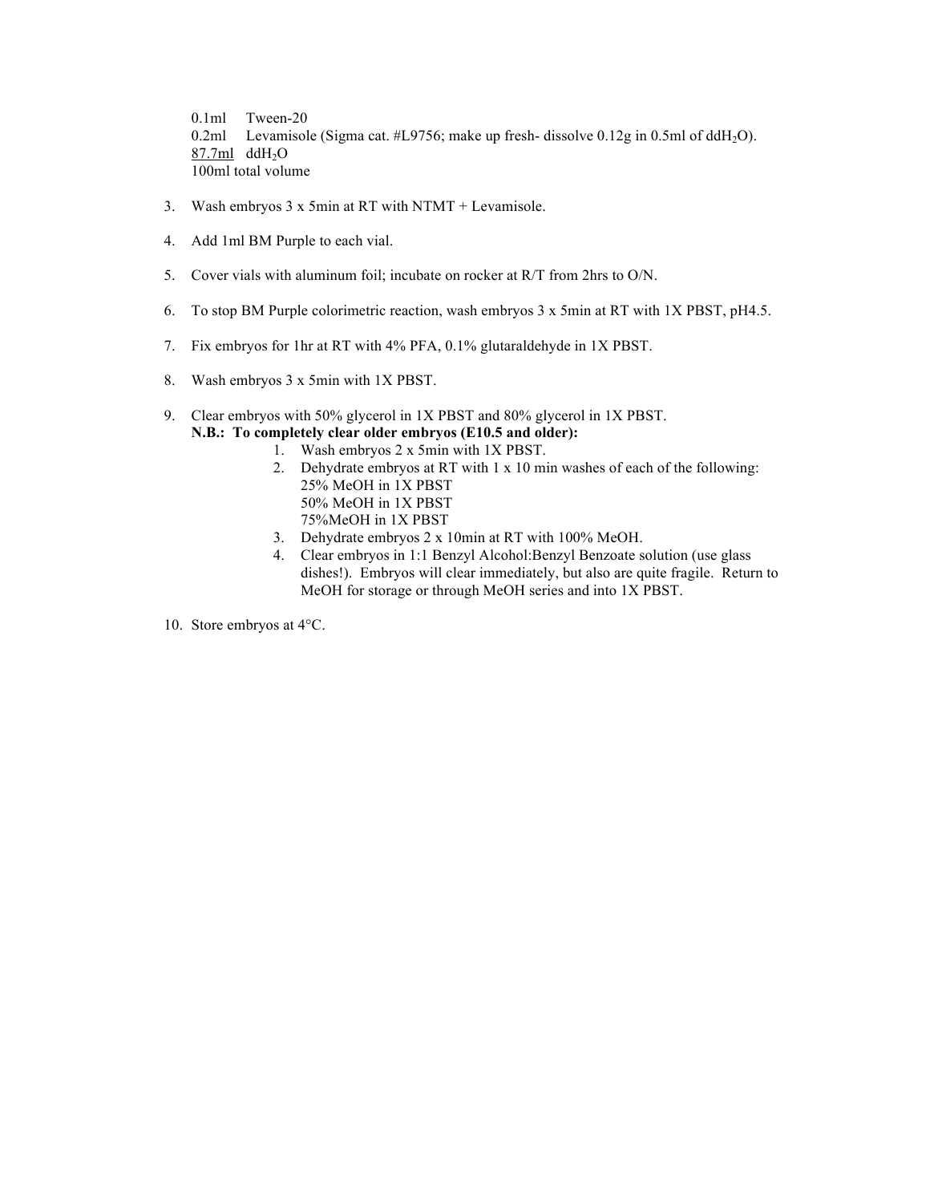0.1ml Tween-20
0.2ml Levamisole (Sigma cat. #L9756; make up fresh- dissolve 0.12g in 0.5ml of dd$H_2O$).
87.7ml dd$H_2O$
100ml total volume

3. Wash embryos 3 x 5min at RT with NTMT + Levamisole.

4. Add 1ml BM Purple to each vial.

5. Cover vials with aluminum foil; incubate on rocker at R/T from 2hrs to O/N.

6. To stop BM Purple colorimetric reaction, wash embryos 3 x 5min at RT with 1X PBST, pH4.5.

7. Fix embryos for 1hr at RT with 4% PFA, 0.1% glutaraldehyde in 1X PBST.

8. Wash embryos 3 x 5min with 1X PBST.

9. Clear embryos with 50% glycerol in 1X PBST and 80% glycerol in 1X PBST.
   **N.B.: To completely clear older embryos (E10.5 and older):**
   1. Wash embryos 2 x 5min with 1X PBST.
   2. Dehydrate embryos at RT with 1 x 10 min washes of each of the following:
      25% MeOH in 1X PBST
      50% MeOH in 1X PBST
      75%MeOH in 1X PBST
   3. Dehydrate embryos 2 x 10min at RT with 100% MeOH.
   4. Clear embryos in 1:1 Benzyl Alcohol:Benzyl Benzoate solution (use glass dishes!). Embryos will clear immediately, but also are quite fragile. Return to MeOH for storage or through MeOH series and into 1X PBST.

10. Store embryos at 4°C.